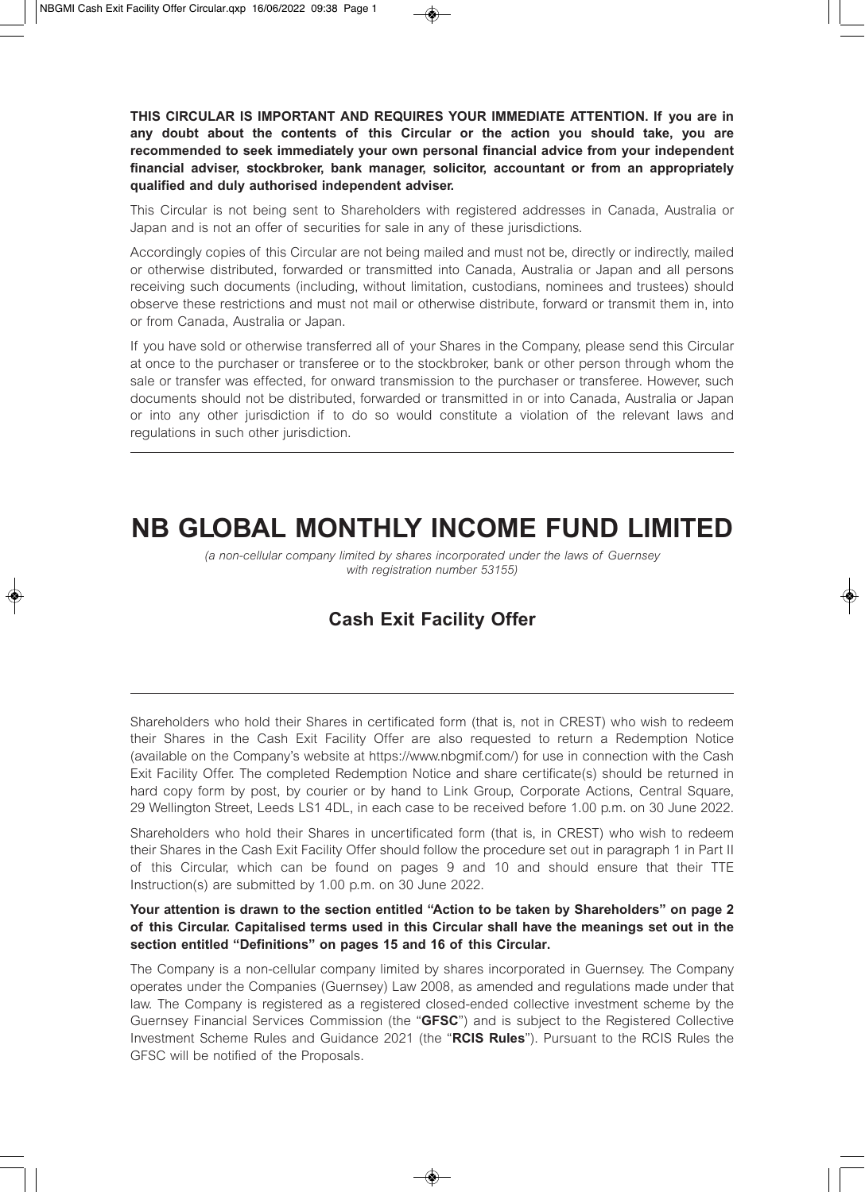**THIS CIRCULAR IS IMPORTANT AND REQUIRES YOUR IMMEDIATE ATTENTION. If you are in any doubt about the contents of this Circular or the action you should take, you are recommended to seek immediately your own personal financial advice from your independent financial adviser, stockbroker, bank manager, solicitor, accountant or from an appropriately qualified and duly authorised independent adviser.**

This Circular is not being sent to Shareholders with registered addresses in Canada, Australia or Japan and is not an offer of securities for sale in any of these jurisdictions.

Accordingly copies of this Circular are not being mailed and must not be, directly or indirectly, mailed or otherwise distributed, forwarded or transmitted into Canada, Australia or Japan and all persons receiving such documents (including, without limitation, custodians, nominees and trustees) should observe these restrictions and must not mail or otherwise distribute, forward or transmit them in, into or from Canada, Australia or Japan.

If you have sold or otherwise transferred all of your Shares in the Company, please send this Circular at once to the purchaser or transferee or to the stockbroker, bank or other person through whom the sale or transfer was effected, for onward transmission to the purchaser or transferee. However, such documents should not be distributed, forwarded or transmitted in or into Canada, Australia or Japan or into any other jurisdiction if to do so would constitute a violation of the relevant laws and regulations in such other jurisdiction.

# NB GLOBAL MONTHLY INCOME FUND LIMITED

*(a non-cellular company limited by shares incorporated under the laws of Guernsey with registration number 53155)*

## Cash Exit Facility Offer

Shareholders who hold their Shares in certificated form (that is, not in CREST) who wish to redeem their Shares in the Cash Exit Facility Offer are also requested to return a Redemption Notice (available on the Company's website at https://www.nbgmif.com/) for use in connection with the Cash Exit Facility Offer. The completed Redemption Notice and share certificate(s) should be returned in hard copy form by post, by courier or by hand to Link Group, Corporate Actions, Central Square, 29 Wellington Street, Leeds LS1 4DL, in each case to be received before 1.00 p.m. on 30 June 2022.

Shareholders who hold their Shares in uncertificated form (that is, in CREST) who wish to redeem their Shares in the Cash Exit Facility Offer should follow the procedure set out in paragraph 1 in Part II of this Circular, which can be found on pages 9 and 10 and should ensure that their TTE Instruction(s) are submitted by 1.00 p.m. on 30 June 2022.

**Your attention is drawn to the section entitled "Action to be taken by Shareholders" on page 2 of this Circular. Capitalised terms used in this Circular shall have the meanings set out in the section entitled "Definitions" on pages 15 and 16 of this Circular.**

The Company is a non-cellular company limited by shares incorporated in Guernsey. The Company operates under the Companies (Guernsey) Law 2008, as amended and regulations made under that law. The Company is registered as a registered closed-ended collective investment scheme by the Guernsey Financial Services Commission (the "**GFSC**") and is subject to the Registered Collective Investment Scheme Rules and Guidance 2021 (the "**RCIS Rules**"). Pursuant to the RCIS Rules the GFSC will be notified of the Proposals.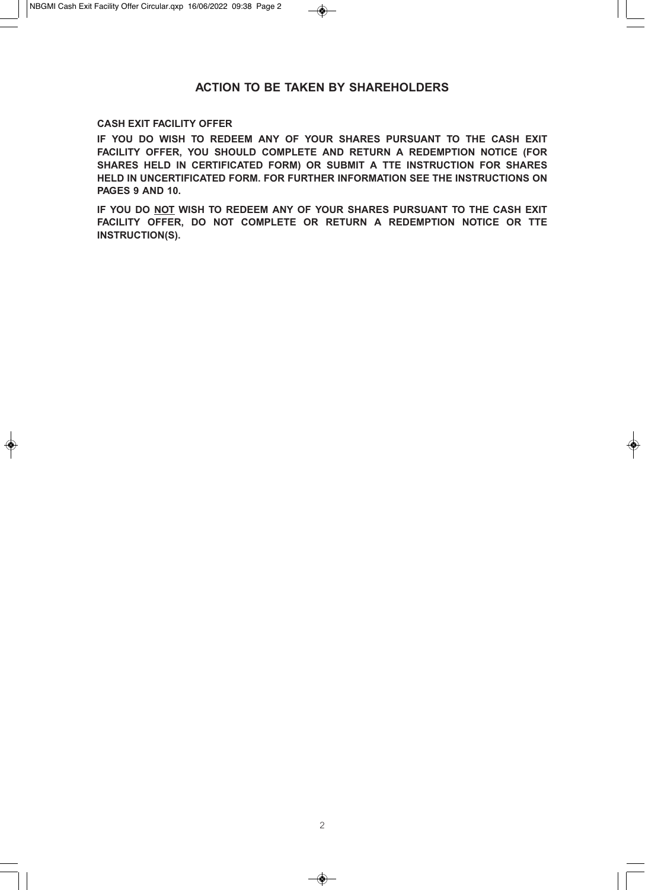# ACTION TO BE TAKEN BY SHAREHOLDERS

**CASH EXIT FACILITY OFFER**

**IF YOU DO WISH TO REDEEM ANY OF YOUR SHARES PURSUANT TO THE CASH EXIT FACILITY OFFER, YOU SHOULD COMPLETE AND RETURN A REDEMPTION NOTICE (FOR SHARES HELD IN CERTIFICATED FORM) OR SUBMIT A TTE INSTRUCTION FOR SHARES HELD IN UNCERTIFICATED FORM. FOR FURTHER INFORMATION SEE THE INSTRUCTIONS ON PAGES 9 AND 10.**

**IF YOU DO <u>NOT</u> WISH TO REDEEM ANY OF YOUR SHARES PURSUANT TO THE CASH EXIT FACILITY OFFER, DO NOT COMPLETE OR RETURN A REDEMPTION NOTICE OR TTE INSTRUCTION(S).**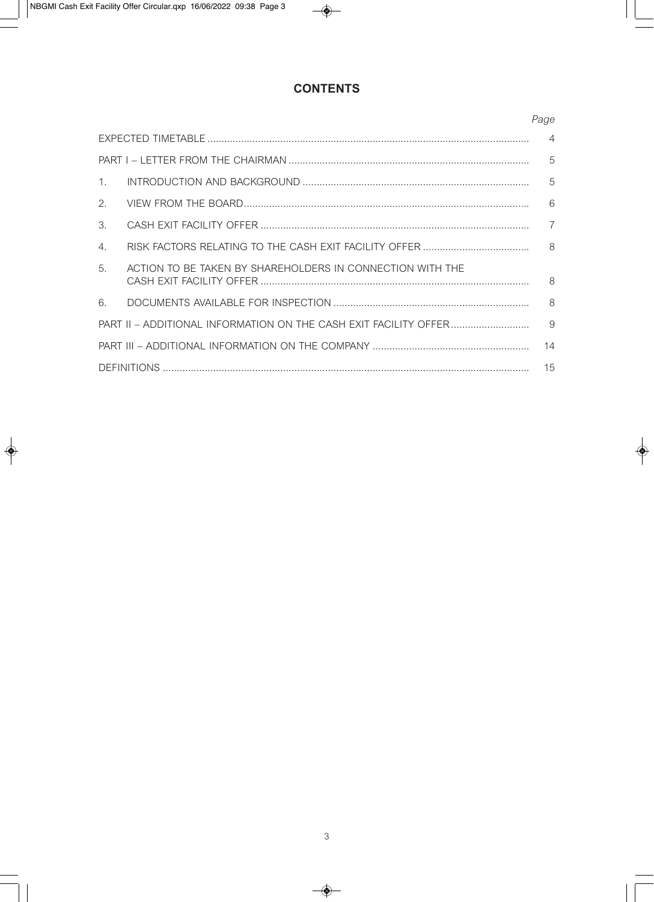# CONTENTS

| | | Page |
|---|---|---|
| EXPECTED TIMETABLE | | 4 |
| PART I – LETTER FROM THE CHAIRMAN | | 5 |
| 1. | INTRODUCTION AND BACKGROUND | 5 |
| 2. | VIEW FROM THE BOARD | 6 |
| 3. | CASH EXIT FACILITY OFFER | 7 |
| 4. | RISK FACTORS RELATING TO THE CASH EXIT FACILITY OFFER | 8 |
| 5. | ACTION TO BE TAKEN BY SHAREHOLDERS IN CONNECTION WITH THE CASH EXIT FACILITY OFFER | 8 |
| 6. | DOCUMENTS AVAILABLE FOR INSPECTION | 8 |
| PART II – ADDITIONAL INFORMATION ON THE CASH EXIT FACILITY OFFER | | 9 |
| PART III – ADDITIONAL INFORMATION ON THE COMPANY | | 14 |
| DEFINITIONS | | 15 |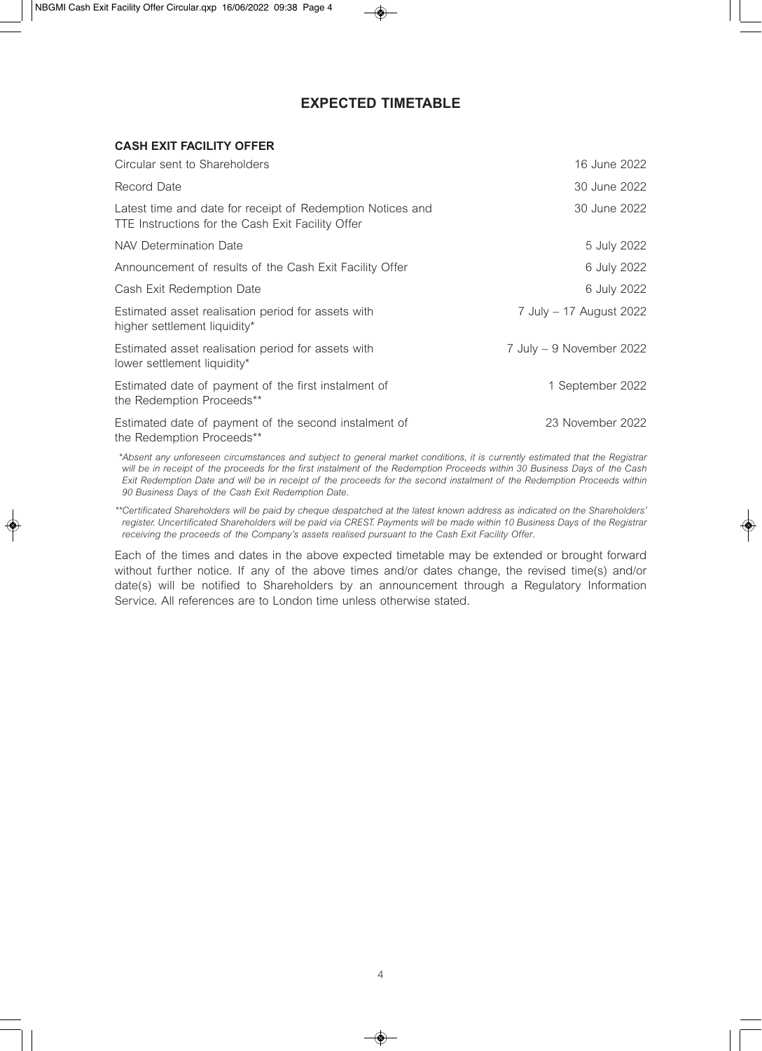# EXPECTED TIMETABLE

**CASH EXIT FACILITY OFFER**

| | |
|---|---|
| Circular sent to Shareholders | 16 June 2022 |
| Record Date | 30 June 2022 |
| Latest time and date for receipt of Redemption Notices and TTE Instructions for the Cash Exit Facility Offer | 30 June 2022 |
| NAV Determination Date | 5 July 2022 |
| Announcement of results of the Cash Exit Facility Offer | 6 July 2022 |
| Cash Exit Redemption Date | 6 July 2022 |
| Estimated asset realisation period for assets with higher settlement liquidity* | 7 July – 17 August 2022 |
| Estimated asset realisation period for assets with lower settlement liquidity* | 7 July – 9 November 2022 |
| Estimated date of payment of the first instalment of the Redemption Proceeds** | 1 September 2022 |
| Estimated date of payment of the second instalment of the Redemption Proceeds** | 23 November 2022 |

*\*Absent any unforeseen circumstances and subject to general market conditions, it is currently estimated that the Registrar will be in receipt of the proceeds for the first instalment of the Redemption Proceeds within 30 Business Days of the Cash Exit Redemption Date and will be in receipt of the proceeds for the second instalment of the Redemption Proceeds within 90 Business Days of the Cash Exit Redemption Date.*

*\*\*Certificated Shareholders will be paid by cheque despatched at the latest known address as indicated on the Shareholders' register. Uncertificated Shareholders will be paid via CREST. Payments will be made within 10 Business Days of the Registrar receiving the proceeds of the Company's assets realised pursuant to the Cash Exit Facility Offer.*

Each of the times and dates in the above expected timetable may be extended or brought forward without further notice. If any of the above times and/or dates change, the revised time(s) and/or date(s) will be notified to Shareholders by an announcement through a Regulatory Information Service. All references are to London time unless otherwise stated.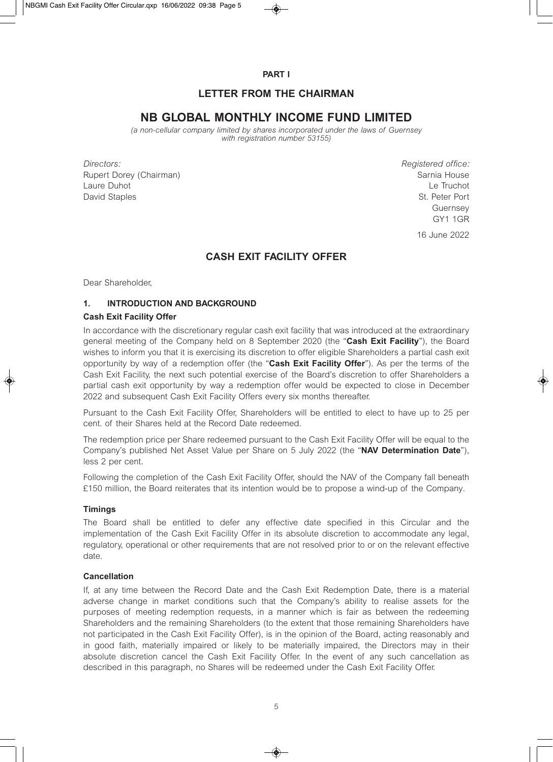## PART I

## LETTER FROM THE CHAIRMAN

# NB GLOBAL MONTHLY INCOME FUND LIMITED

*(a non-cellular company limited by shares incorporated under the laws of Guernsey with registration number 53155)*

*Directors:*
Rupert Dorey (Chairman)
Laure Duhot
David Staples

*Registered office:*
Sarnia House
Le Truchot
St. Peter Port
Guernsey
GY1 1GR

16 June 2022

## CASH EXIT FACILITY OFFER

Dear Shareholder,

### 1. INTRODUCTION AND BACKGROUND

**Cash Exit Facility Offer**

In accordance with the discretionary regular cash exit facility that was introduced at the extraordinary general meeting of the Company held on 8 September 2020 (the "**Cash Exit Facility**"), the Board wishes to inform you that it is exercising its discretion to offer eligible Shareholders a partial cash exit opportunity by way of a redemption offer (the "**Cash Exit Facility Offer**"). As per the terms of the Cash Exit Facility, the next such potential exercise of the Board's discretion to offer Shareholders a partial cash exit opportunity by way a redemption offer would be expected to close in December 2022 and subsequent Cash Exit Facility Offers every six months thereafter.

Pursuant to the Cash Exit Facility Offer, Shareholders will be entitled to elect to have up to 25 per cent. of their Shares held at the Record Date redeemed.

The redemption price per Share redeemed pursuant to the Cash Exit Facility Offer will be equal to the Company's published Net Asset Value per Share on 5 July 2022 (the "**NAV Determination Date**"), less 2 per cent.

Following the completion of the Cash Exit Facility Offer, should the NAV of the Company fall beneath £150 million, the Board reiterates that its intention would be to propose a wind-up of the Company.

**Timings**

The Board shall be entitled to defer any effective date specified in this Circular and the implementation of the Cash Exit Facility Offer in its absolute discretion to accommodate any legal, regulatory, operational or other requirements that are not resolved prior to or on the relevant effective date.

**Cancellation**

If, at any time between the Record Date and the Cash Exit Redemption Date, there is a material adverse change in market conditions such that the Company's ability to realise assets for the purposes of meeting redemption requests, in a manner which is fair as between the redeeming Shareholders and the remaining Shareholders (to the extent that those remaining Shareholders have not participated in the Cash Exit Facility Offer), is in the opinion of the Board, acting reasonably and in good faith, materially impaired or likely to be materially impaired, the Directors may in their absolute discretion cancel the Cash Exit Facility Offer. In the event of any such cancellation as described in this paragraph, no Shares will be redeemed under the Cash Exit Facility Offer.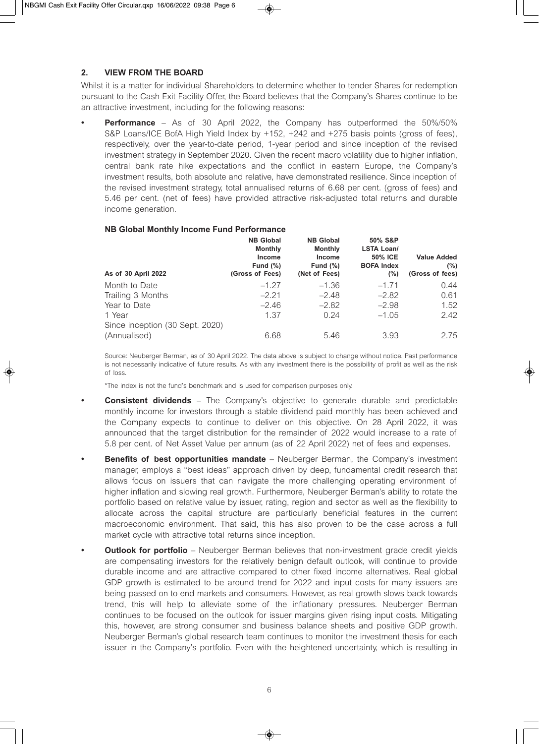## 2. VIEW FROM THE BOARD

Whilst it is a matter for individual Shareholders to determine whether to tender Shares for redemption pursuant to the Cash Exit Facility Offer, the Board believes that the Company's Shares continue to be an attractive investment, including for the following reasons:

- **Performance** – As of 30 April 2022, the Company has outperformed the 50%/50% S&P Loans/ICE BofA High Yield Index by +152, +242 and +275 basis points (gross of fees), respectively, over the year-to-date period, 1-year period and since inception of the revised investment strategy in September 2020. Given the recent macro volatility due to higher inflation, central bank rate hike expectations and the conflict in eastern Europe, the Company's investment results, both absolute and relative, have demonstrated resilience. Since inception of the revised investment strategy, total annualised returns of 6.68 per cent. (gross of fees) and 5.46 per cent. (net of fees) have provided attractive risk-adjusted total returns and durable income generation.

**NB Global Monthly Income Fund Performance**

| As of 30 April 2022 | NB Global Monthly Income Fund (%) (Gross of Fees) | NB Global Monthly Income Fund (%) (Net of Fees) | 50% S&P LSTA Loan/ 50% ICE BOFA Index (%) | Value Added (%) (Gross of fees) |
|---|---|---|---|---|
| Month to Date | –1.27 | –1.36 | –1.71 | 0.44 |
| Trailing 3 Months | –2.21 | –2.48 | –2.82 | 0.61 |
| Year to Date | –2.46 | –2.82 | –2.98 | 1.52 |
| 1 Year | 1.37 | 0.24 | –1.05 | 2.42 |
| Since inception (30 Sept. 2020) (Annualised) | 6.68 | 5.46 | 3.93 | 2.75 |

Source: Neuberger Berman, as of 30 April 2022. The data above is subject to change without notice. Past performance is not necessarily indicative of future results. As with any investment there is the possibility of profit as well as the risk of loss.

*The index is not the fund's benchmark and is used for comparison purposes only.

- **Consistent dividends** – The Company's objective to generate durable and predictable monthly income for investors through a stable dividend paid monthly has been achieved and the Company expects to continue to deliver on this objective. On 28 April 2022, it was announced that the target distribution for the remainder of 2022 would increase to a rate of 5.8 per cent. of Net Asset Value per annum (as of 22 April 2022) net of fees and expenses.

- **Benefits of best opportunities mandate** – Neuberger Berman, the Company's investment manager, employs a "best ideas" approach driven by deep, fundamental credit research that allows focus on issuers that can navigate the more challenging operating environment of higher inflation and slowing real growth. Furthermore, Neuberger Berman's ability to rotate the portfolio based on relative value by issuer, rating, region and sector as well as the flexibility to allocate across the capital structure are particularly beneficial features in the current macroeconomic environment. That said, this has also proven to be the case across a full market cycle with attractive total returns since inception.

- **Outlook for portfolio** – Neuberger Berman believes that non-investment grade credit yields are compensating investors for the relatively benign default outlook, will continue to provide durable income and are attractive compared to other fixed income alternatives. Real global GDP growth is estimated to be around trend for 2022 and input costs for many issuers are being passed on to end markets and consumers. However, as real growth slows back towards trend, this will help to alleviate some of the inflationary pressures. Neuberger Berman continues to be focused on the outlook for issuer margins given rising input costs. Mitigating this, however, are strong consumer and business balance sheets and positive GDP growth. Neuberger Berman's global research team continues to monitor the investment thesis for each issuer in the Company's portfolio. Even with the heightened uncertainty, which is resulting in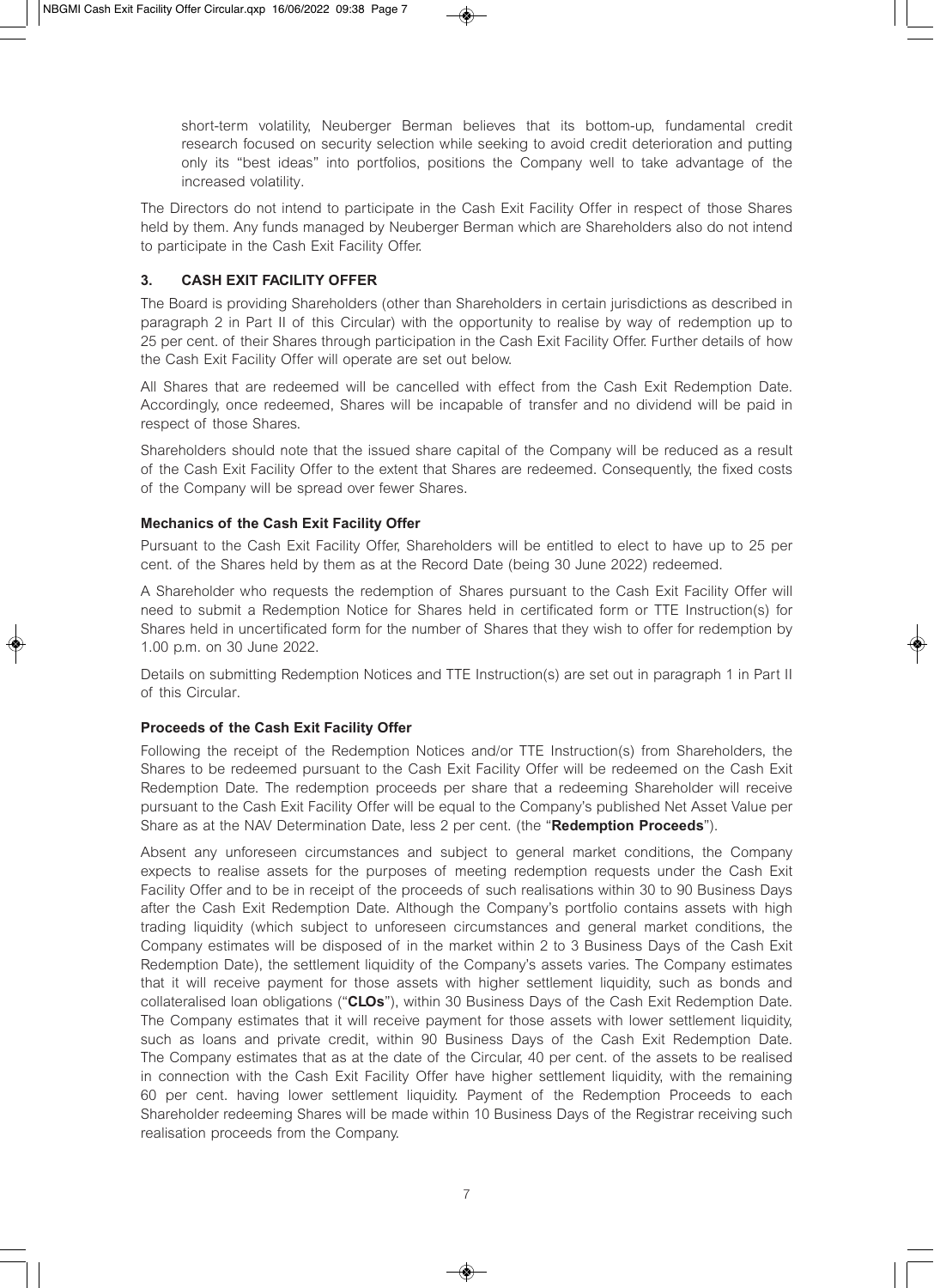short-term volatility, Neuberger Berman believes that its bottom-up, fundamental credit research focused on security selection while seeking to avoid credit deterioration and putting only its "best ideas" into portfolios, positions the Company well to take advantage of the increased volatility.

The Directors do not intend to participate in the Cash Exit Facility Offer in respect of those Shares held by them. Any funds managed by Neuberger Berman which are Shareholders also do not intend to participate in the Cash Exit Facility Offer.

## 3. CASH EXIT FACILITY OFFER

The Board is providing Shareholders (other than Shareholders in certain jurisdictions as described in paragraph 2 in Part II of this Circular) with the opportunity to realise by way of redemption up to 25 per cent. of their Shares through participation in the Cash Exit Facility Offer. Further details of how the Cash Exit Facility Offer will operate are set out below.

All Shares that are redeemed will be cancelled with effect from the Cash Exit Redemption Date. Accordingly, once redeemed, Shares will be incapable of transfer and no dividend will be paid in respect of those Shares.

Shareholders should note that the issued share capital of the Company will be reduced as a result of the Cash Exit Facility Offer to the extent that Shares are redeemed. Consequently, the fixed costs of the Company will be spread over fewer Shares.

### Mechanics of the Cash Exit Facility Offer

Pursuant to the Cash Exit Facility Offer, Shareholders will be entitled to elect to have up to 25 per cent. of the Shares held by them as at the Record Date (being 30 June 2022) redeemed.

A Shareholder who requests the redemption of Shares pursuant to the Cash Exit Facility Offer will need to submit a Redemption Notice for Shares held in certificated form or TTE Instruction(s) for Shares held in uncertificated form for the number of Shares that they wish to offer for redemption by 1.00 p.m. on 30 June 2022.

Details on submitting Redemption Notices and TTE Instruction(s) are set out in paragraph 1 in Part II of this Circular.

### Proceeds of the Cash Exit Facility Offer

Following the receipt of the Redemption Notices and/or TTE Instruction(s) from Shareholders, the Shares to be redeemed pursuant to the Cash Exit Facility Offer will be redeemed on the Cash Exit Redemption Date. The redemption proceeds per share that a redeeming Shareholder will receive pursuant to the Cash Exit Facility Offer will be equal to the Company's published Net Asset Value per Share as at the NAV Determination Date, less 2 per cent. (the "**Redemption Proceeds**").

Absent any unforeseen circumstances and subject to general market conditions, the Company expects to realise assets for the purposes of meeting redemption requests under the Cash Exit Facility Offer and to be in receipt of the proceeds of such realisations within 30 to 90 Business Days after the Cash Exit Redemption Date. Although the Company's portfolio contains assets with high trading liquidity (which subject to unforeseen circumstances and general market conditions, the Company estimates will be disposed of in the market within 2 to 3 Business Days of the Cash Exit Redemption Date), the settlement liquidity of the Company's assets varies. The Company estimates that it will receive payment for those assets with higher settlement liquidity, such as bonds and collateralised loan obligations ("**CLOs**"), within 30 Business Days of the Cash Exit Redemption Date. The Company estimates that it will receive payment for those assets with lower settlement liquidity, such as loans and private credit, within 90 Business Days of the Cash Exit Redemption Date. The Company estimates that as at the date of the Circular, 40 per cent. of the assets to be realised in connection with the Cash Exit Facility Offer have higher settlement liquidity, with the remaining 60 per cent. having lower settlement liquidity. Payment of the Redemption Proceeds to each Shareholder redeeming Shares will be made within 10 Business Days of the Registrar receiving such realisation proceeds from the Company.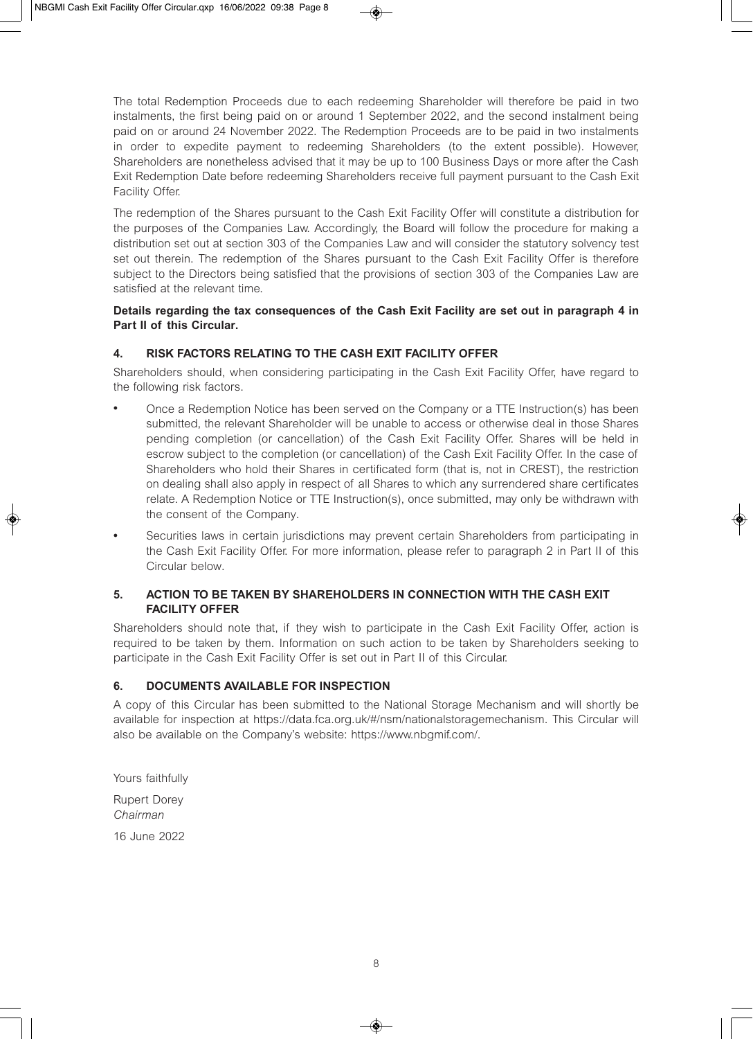The total Redemption Proceeds due to each redeeming Shareholder will therefore be paid in two instalments, the first being paid on or around 1 September 2022, and the second instalment being paid on or around 24 November 2022. The Redemption Proceeds are to be paid in two instalments in order to expedite payment to redeeming Shareholders (to the extent possible). However, Shareholders are nonetheless advised that it may be up to 100 Business Days or more after the Cash Exit Redemption Date before redeeming Shareholders receive full payment pursuant to the Cash Exit Facility Offer.

The redemption of the Shares pursuant to the Cash Exit Facility Offer will constitute a distribution for the purposes of the Companies Law. Accordingly, the Board will follow the procedure for making a distribution set out at section 303 of the Companies Law and will consider the statutory solvency test set out therein. The redemption of the Shares pursuant to the Cash Exit Facility Offer is therefore subject to the Directors being satisfied that the provisions of section 303 of the Companies Law are satisfied at the relevant time.

**Details regarding the tax consequences of the Cash Exit Facility are set out in paragraph 4 in Part II of this Circular.**

## 4. RISK FACTORS RELATING TO THE CASH EXIT FACILITY OFFER

Shareholders should, when considering participating in the Cash Exit Facility Offer, have regard to the following risk factors.

- Once a Redemption Notice has been served on the Company or a TTE Instruction(s) has been submitted, the relevant Shareholder will be unable to access or otherwise deal in those Shares pending completion (or cancellation) of the Cash Exit Facility Offer. Shares will be held in escrow subject to the completion (or cancellation) of the Cash Exit Facility Offer. In the case of Shareholders who hold their Shares in certificated form (that is, not in CREST), the restriction on dealing shall also apply in respect of all Shares to which any surrendered share certificates relate. A Redemption Notice or TTE Instruction(s), once submitted, may only be withdrawn with the consent of the Company.
- Securities laws in certain jurisdictions may prevent certain Shareholders from participating in the Cash Exit Facility Offer. For more information, please refer to paragraph 2 in Part II of this Circular below.

## 5. ACTION TO BE TAKEN BY SHAREHOLDERS IN CONNECTION WITH THE CASH EXIT FACILITY OFFER

Shareholders should note that, if they wish to participate in the Cash Exit Facility Offer, action is required to be taken by them. Information on such action to be taken by Shareholders seeking to participate in the Cash Exit Facility Offer is set out in Part II of this Circular.

## 6. DOCUMENTS AVAILABLE FOR INSPECTION

A copy of this Circular has been submitted to the National Storage Mechanism and will shortly be available for inspection at https://data.fca.org.uk/#/nsm/nationalstoragemechanism. This Circular will also be available on the Company's website: https://www.nbgmif.com/.

Yours faithfully

Rupert Dorey
*Chairman*

16 June 2022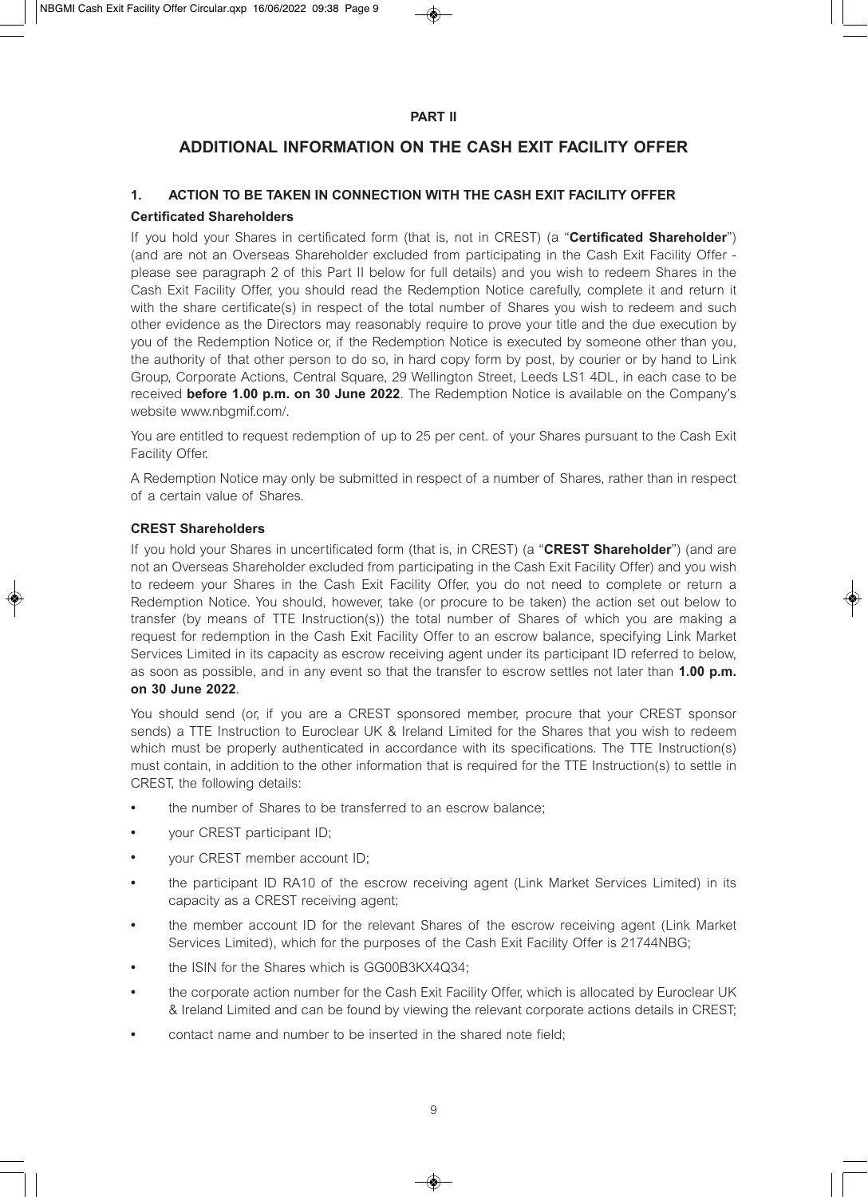**PART II**

# ADDITIONAL INFORMATION ON THE CASH EXIT FACILITY OFFER

## 1. ACTION TO BE TAKEN IN CONNECTION WITH THE CASH EXIT FACILITY OFFER

### Certificated Shareholders

If you hold your Shares in certificated form (that is, not in CREST) (a "**Certificated Shareholder**") (and are not an Overseas Shareholder excluded from participating in the Cash Exit Facility Offer - please see paragraph 2 of this Part II below for full details) and you wish to redeem Shares in the Cash Exit Facility Offer, you should read the Redemption Notice carefully, complete it and return it with the share certificate(s) in respect of the total number of Shares you wish to redeem and such other evidence as the Directors may reasonably require to prove your title and the due execution by you of the Redemption Notice or, if the Redemption Notice is executed by someone other than you, the authority of that other person to do so, in hard copy form by post, by courier or by hand to Link Group, Corporate Actions, Central Square, 29 Wellington Street, Leeds LS1 4DL, in each case to be received **before 1.00 p.m. on 30 June 2022**. The Redemption Notice is available on the Company's website www.nbgmif.com/.

You are entitled to request redemption of up to 25 per cent. of your Shares pursuant to the Cash Exit Facility Offer.

A Redemption Notice may only be submitted in respect of a number of Shares, rather than in respect of a certain value of Shares.

### CREST Shareholders

If you hold your Shares in uncertificated form (that is, in CREST) (a "**CREST Shareholder**") (and are not an Overseas Shareholder excluded from participating in the Cash Exit Facility Offer) and you wish to redeem your Shares in the Cash Exit Facility Offer, you do not need to complete or return a Redemption Notice. You should, however, take (or procure to be taken) the action set out below to transfer (by means of TTE Instruction(s)) the total number of Shares of which you are making a request for redemption in the Cash Exit Facility Offer to an escrow balance, specifying Link Market Services Limited in its capacity as escrow receiving agent under its participant ID referred to below, as soon as possible, and in any event so that the transfer to escrow settles not later than **1.00 p.m. on 30 June 2022**.

You should send (or, if you are a CREST sponsored member, procure that your CREST sponsor sends) a TTE Instruction to Euroclear UK & Ireland Limited for the Shares that you wish to redeem which must be properly authenticated in accordance with its specifications. The TTE Instruction(s) must contain, in addition to the other information that is required for the TTE Instruction(s) to settle in CREST, the following details:

- the number of Shares to be transferred to an escrow balance;
- your CREST participant ID;
- your CREST member account ID;
- the participant ID RA10 of the escrow receiving agent (Link Market Services Limited) in its capacity as a CREST receiving agent;
- the member account ID for the relevant Shares of the escrow receiving agent (Link Market Services Limited), which for the purposes of the Cash Exit Facility Offer is 21744NBG;
- the ISIN for the Shares which is GG00B3KX4Q34;
- the corporate action number for the Cash Exit Facility Offer, which is allocated by Euroclear UK & Ireland Limited and can be found by viewing the relevant corporate actions details in CREST;
- contact name and number to be inserted in the shared note field;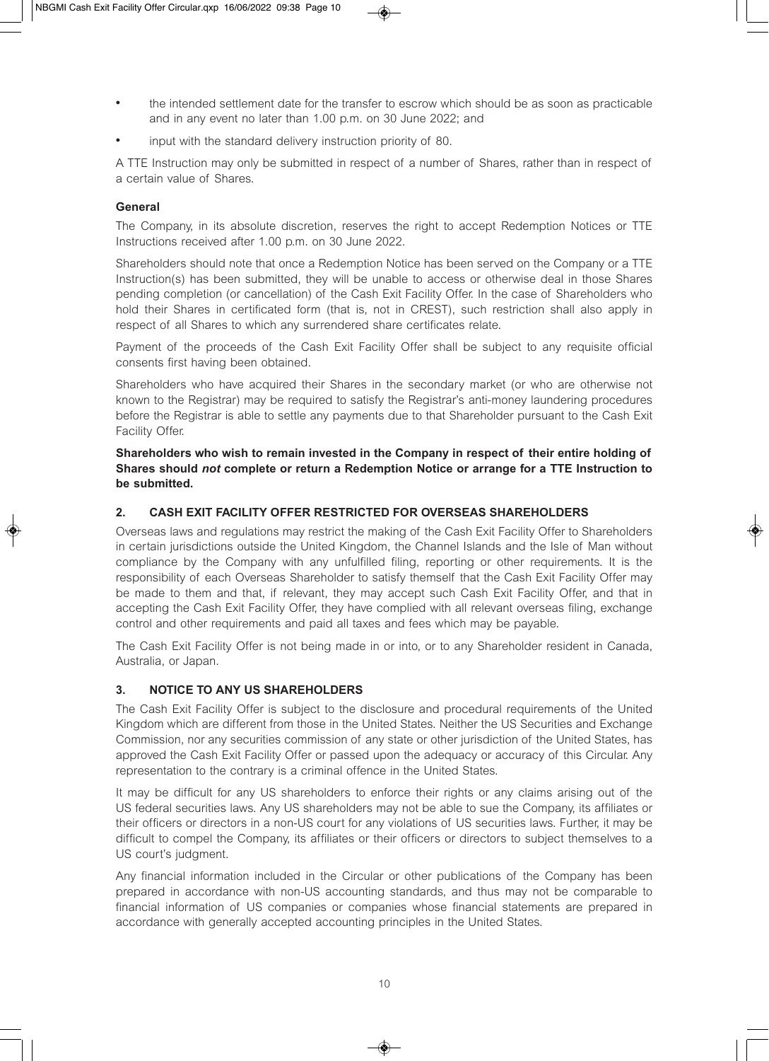- the intended settlement date for the transfer to escrow which should be as soon as practicable and in any event no later than 1.00 p.m. on 30 June 2022; and
- input with the standard delivery instruction priority of 80.

A TTE Instruction may only be submitted in respect of a number of Shares, rather than in respect of a certain value of Shares.

**General**

The Company, in its absolute discretion, reserves the right to accept Redemption Notices or TTE Instructions received after 1.00 p.m. on 30 June 2022.

Shareholders should note that once a Redemption Notice has been served on the Company or a TTE Instruction(s) has been submitted, they will be unable to access or otherwise deal in those Shares pending completion (or cancellation) of the Cash Exit Facility Offer. In the case of Shareholders who hold their Shares in certificated form (that is, not in CREST), such restriction shall also apply in respect of all Shares to which any surrendered share certificates relate.

Payment of the proceeds of the Cash Exit Facility Offer shall be subject to any requisite official consents first having been obtained.

Shareholders who have acquired their Shares in the secondary market (or who are otherwise not known to the Registrar) may be required to satisfy the Registrar's anti-money laundering procedures before the Registrar is able to settle any payments due to that Shareholder pursuant to the Cash Exit Facility Offer.

**Shareholders who wish to remain invested in the Company in respect of their entire holding of Shares should *not* complete or return a Redemption Notice or arrange for a TTE Instruction to be submitted.**

## 2. CASH EXIT FACILITY OFFER RESTRICTED FOR OVERSEAS SHAREHOLDERS

Overseas laws and regulations may restrict the making of the Cash Exit Facility Offer to Shareholders in certain jurisdictions outside the United Kingdom, the Channel Islands and the Isle of Man without compliance by the Company with any unfulfilled filing, reporting or other requirements. It is the responsibility of each Overseas Shareholder to satisfy themself that the Cash Exit Facility Offer may be made to them and that, if relevant, they may accept such Cash Exit Facility Offer, and that in accepting the Cash Exit Facility Offer, they have complied with all relevant overseas filing, exchange control and other requirements and paid all taxes and fees which may be payable.

The Cash Exit Facility Offer is not being made in or into, or to any Shareholder resident in Canada, Australia, or Japan.

## 3. NOTICE TO ANY US SHAREHOLDERS

The Cash Exit Facility Offer is subject to the disclosure and procedural requirements of the United Kingdom which are different from those in the United States. Neither the US Securities and Exchange Commission, nor any securities commission of any state or other jurisdiction of the United States, has approved the Cash Exit Facility Offer or passed upon the adequacy or accuracy of this Circular. Any representation to the contrary is a criminal offence in the United States.

It may be difficult for any US shareholders to enforce their rights or any claims arising out of the US federal securities laws. Any US shareholders may not be able to sue the Company, its affiliates or their officers or directors in a non-US court for any violations of US securities laws. Further, it may be difficult to compel the Company, its affiliates or their officers or directors to subject themselves to a US court's judgment.

Any financial information included in the Circular or other publications of the Company has been prepared in accordance with non-US accounting standards, and thus may not be comparable to financial information of US companies or companies whose financial statements are prepared in accordance with generally accepted accounting principles in the United States.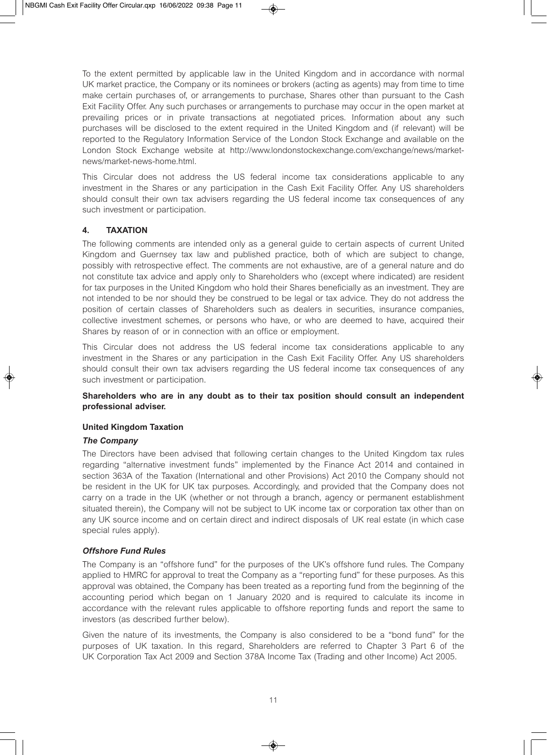To the extent permitted by applicable law in the United Kingdom and in accordance with normal UK market practice, the Company or its nominees or brokers (acting as agents) may from time to time make certain purchases of, or arrangements to purchase, Shares other than pursuant to the Cash Exit Facility Offer. Any such purchases or arrangements to purchase may occur in the open market at prevailing prices or in private transactions at negotiated prices. Information about any such purchases will be disclosed to the extent required in the United Kingdom and (if relevant) will be reported to the Regulatory Information Service of the London Stock Exchange and available on the London Stock Exchange website at http://www.londonstockexchange.com/exchange/news/market-news/market-news-home.html.

This Circular does not address the US federal income tax considerations applicable to any investment in the Shares or any participation in the Cash Exit Facility Offer. Any US shareholders should consult their own tax advisers regarding the US federal income tax consequences of any such investment or participation.

## 4. TAXATION

The following comments are intended only as a general guide to certain aspects of current United Kingdom and Guernsey tax law and published practice, both of which are subject to change, possibly with retrospective effect. The comments are not exhaustive, are of a general nature and do not constitute tax advice and apply only to Shareholders who (except where indicated) are resident for tax purposes in the United Kingdom who hold their Shares beneficially as an investment. They are not intended to be nor should they be construed to be legal or tax advice. They do not address the position of certain classes of Shareholders such as dealers in securities, insurance companies, collective investment schemes, or persons who have, or who are deemed to have, acquired their Shares by reason of or in connection with an office or employment.

This Circular does not address the US federal income tax considerations applicable to any investment in the Shares or any participation in the Cash Exit Facility Offer. Any US shareholders should consult their own tax advisers regarding the US federal income tax consequences of any such investment or participation.

**Shareholders who are in any doubt as to their tax position should consult an independent professional adviser.**

### United Kingdom Taxation

#### *The Company*

The Directors have been advised that following certain changes to the United Kingdom tax rules regarding "alternative investment funds" implemented by the Finance Act 2014 and contained in section 363A of the Taxation (International and other Provisions) Act 2010 the Company should not be resident in the UK for UK tax purposes. Accordingly, and provided that the Company does not carry on a trade in the UK (whether or not through a branch, agency or permanent establishment situated therein), the Company will not be subject to UK income tax or corporation tax other than on any UK source income and on certain direct and indirect disposals of UK real estate (in which case special rules apply).

#### *Offshore Fund Rules*

The Company is an "offshore fund" for the purposes of the UK's offshore fund rules. The Company applied to HMRC for approval to treat the Company as a "reporting fund" for these purposes. As this approval was obtained, the Company has been treated as a reporting fund from the beginning of the accounting period which began on 1 January 2020 and is required to calculate its income in accordance with the relevant rules applicable to offshore reporting funds and report the same to investors (as described further below).

Given the nature of its investments, the Company is also considered to be a "bond fund" for the purposes of UK taxation. In this regard, Shareholders are referred to Chapter 3 Part 6 of the UK Corporation Tax Act 2009 and Section 378A Income Tax (Trading and other Income) Act 2005.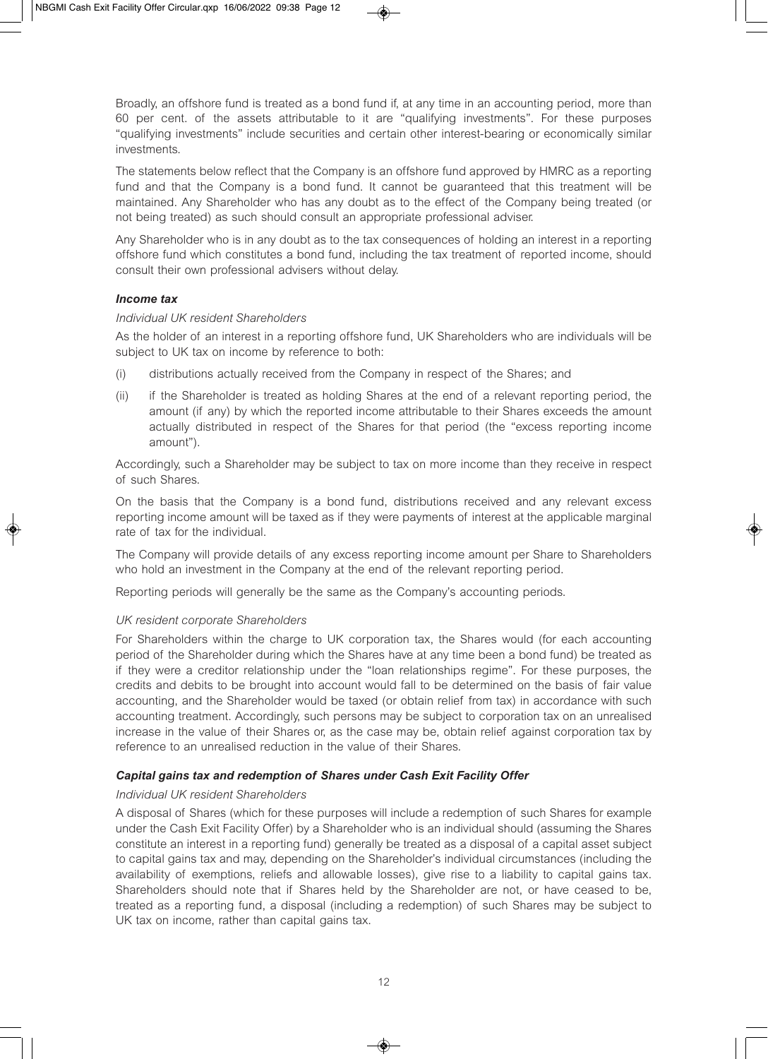Broadly, an offshore fund is treated as a bond fund if, at any time in an accounting period, more than 60 per cent. of the assets attributable to it are "qualifying investments". For these purposes "qualifying investments" include securities and certain other interest-bearing or economically similar investments.

The statements below reflect that the Company is an offshore fund approved by HMRC as a reporting fund and that the Company is a bond fund. It cannot be guaranteed that this treatment will be maintained. Any Shareholder who has any doubt as to the effect of the Company being treated (or not being treated) as such should consult an appropriate professional adviser.

Any Shareholder who is in any doubt as to the tax consequences of holding an interest in a reporting offshore fund which constitutes a bond fund, including the tax treatment of reported income, should consult their own professional advisers without delay.

***Income tax***

*Individual UK resident Shareholders*

As the holder of an interest in a reporting offshore fund, UK Shareholders who are individuals will be subject to UK tax on income by reference to both:

(i) distributions actually received from the Company in respect of the Shares; and

(ii) if the Shareholder is treated as holding Shares at the end of a relevant reporting period, the amount (if any) by which the reported income attributable to their Shares exceeds the amount actually distributed in respect of the Shares for that period (the "excess reporting income amount").

Accordingly, such a Shareholder may be subject to tax on more income than they receive in respect of such Shares.

On the basis that the Company is a bond fund, distributions received and any relevant excess reporting income amount will be taxed as if they were payments of interest at the applicable marginal rate of tax for the individual.

The Company will provide details of any excess reporting income amount per Share to Shareholders who hold an investment in the Company at the end of the relevant reporting period.

Reporting periods will generally be the same as the Company's accounting periods.

*UK resident corporate Shareholders*

For Shareholders within the charge to UK corporation tax, the Shares would (for each accounting period of the Shareholder during which the Shares have at any time been a bond fund) be treated as if they were a creditor relationship under the "loan relationships regime". For these purposes, the credits and debits to be brought into account would fall to be determined on the basis of fair value accounting, and the Shareholder would be taxed (or obtain relief from tax) in accordance with such accounting treatment. Accordingly, such persons may be subject to corporation tax on an unrealised increase in the value of their Shares or, as the case may be, obtain relief against corporation tax by reference to an unrealised reduction in the value of their Shares.

***Capital gains tax and redemption of Shares under Cash Exit Facility Offer***

*Individual UK resident Shareholders*

A disposal of Shares (which for these purposes will include a redemption of such Shares for example under the Cash Exit Facility Offer) by a Shareholder who is an individual should (assuming the Shares constitute an interest in a reporting fund) generally be treated as a disposal of a capital asset subject to capital gains tax and may, depending on the Shareholder's individual circumstances (including the availability of exemptions, reliefs and allowable losses), give rise to a liability to capital gains tax. Shareholders should note that if Shares held by the Shareholder are not, or have ceased to be, treated as a reporting fund, a disposal (including a redemption) of such Shares may be subject to UK tax on income, rather than capital gains tax.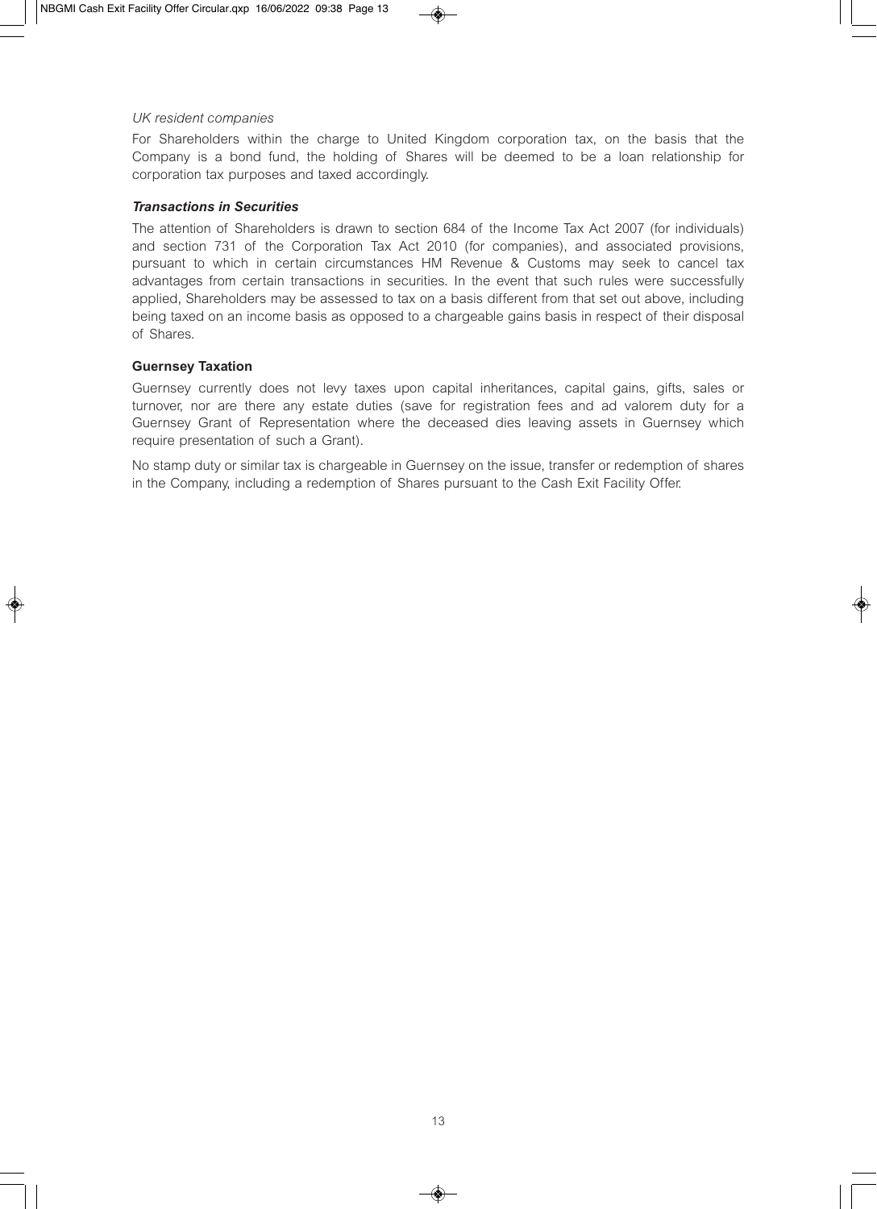*UK resident companies*

For Shareholders within the charge to United Kingdom corporation tax, on the basis that the Company is a bond fund, the holding of Shares will be deemed to be a loan relationship for corporation tax purposes and taxed accordingly.

***Transactions in Securities***

The attention of Shareholders is drawn to section 684 of the Income Tax Act 2007 (for individuals) and section 731 of the Corporation Tax Act 2010 (for companies), and associated provisions, pursuant to which in certain circumstances HM Revenue & Customs may seek to cancel tax advantages from certain transactions in securities. In the event that such rules were successfully applied, Shareholders may be assessed to tax on a basis different from that set out above, including being taxed on an income basis as opposed to a chargeable gains basis in respect of their disposal of Shares.

**Guernsey Taxation**

Guernsey currently does not levy taxes upon capital inheritances, capital gains, gifts, sales or turnover, nor are there any estate duties (save for registration fees and ad valorem duty for a Guernsey Grant of Representation where the deceased dies leaving assets in Guernsey which require presentation of such a Grant).

No stamp duty or similar tax is chargeable in Guernsey on the issue, transfer or redemption of shares in the Company, including a redemption of Shares pursuant to the Cash Exit Facility Offer.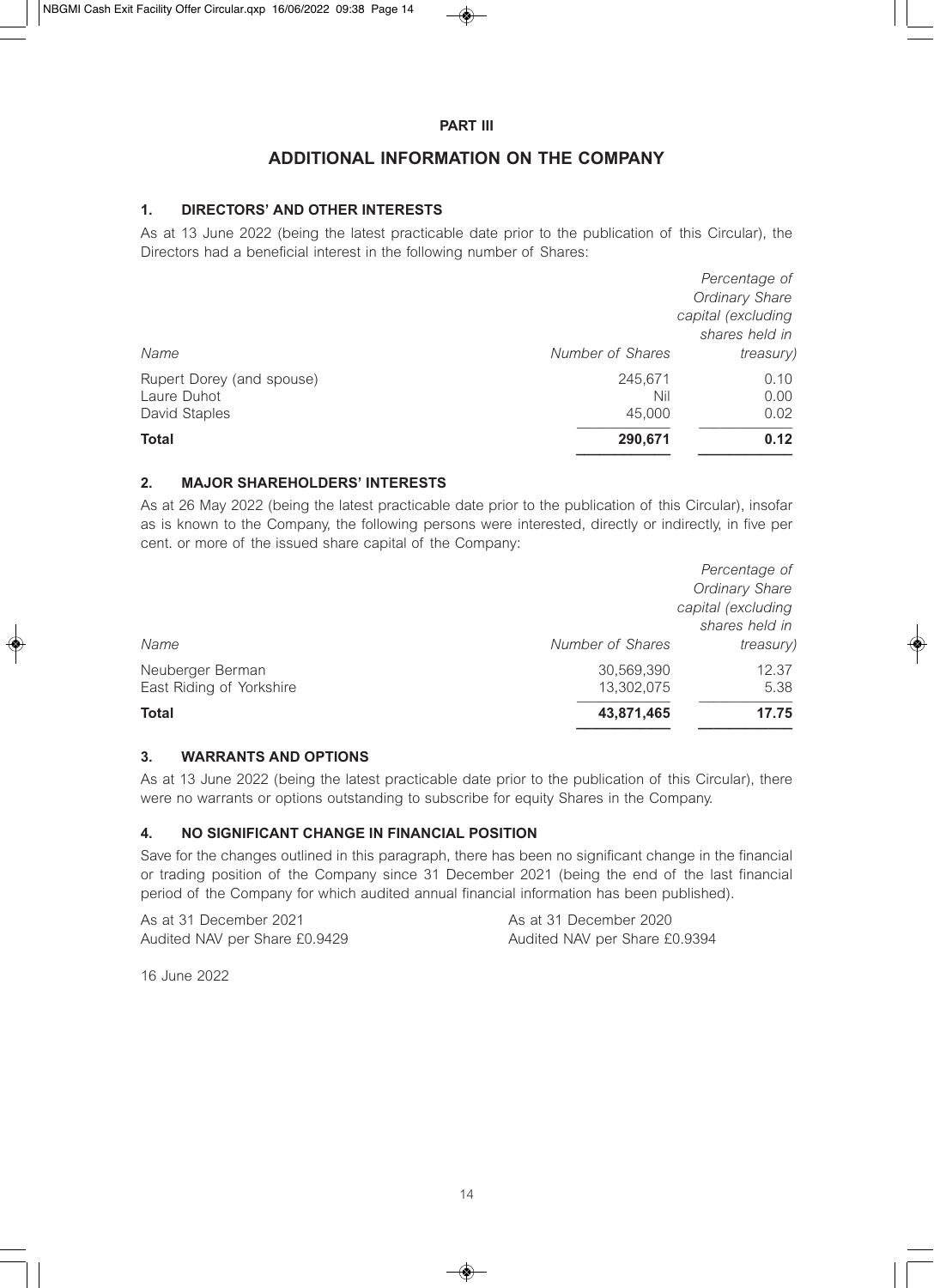# PART III

## ADDITIONAL INFORMATION ON THE COMPANY

### 1. DIRECTORS' AND OTHER INTERESTS

As at 13 June 2022 (being the latest practicable date prior to the publication of this Circular), the Directors had a beneficial interest in the following number of Shares:

| *Name* | *Number of Shares* | *Percentage of Ordinary Share capital (excluding shares held in treasury)* |
|---|---|---|
| Rupert Dorey (and spouse) | 245,671 | 0.10 |
| Laure Duhot | Nil | 0.00 |
| David Staples | 45,000 | 0.02 |
| **Total** | **290,671** | **0.12** |

### 2. MAJOR SHAREHOLDERS' INTERESTS

As at 26 May 2022 (being the latest practicable date prior to the publication of this Circular), insofar as is known to the Company, the following persons were interested, directly or indirectly, in five per cent. or more of the issued share capital of the Company:

| *Name* | *Number of Shares* | *Percentage of Ordinary Share capital (excluding shares held in treasury)* |
|---|---|---|
| Neuberger Berman | 30,569,390 | 12.37 |
| East Riding of Yorkshire | 13,302,075 | 5.38 |
| **Total** | **43,871,465** | **17.75** |

### 3. WARRANTS AND OPTIONS

As at 13 June 2022 (being the latest practicable date prior to the publication of this Circular), there were no warrants or options outstanding to subscribe for equity Shares in the Company.

### 4. NO SIGNIFICANT CHANGE IN FINANCIAL POSITION

Save for the changes outlined in this paragraph, there has been no significant change in the financial or trading position of the Company since 31 December 2021 (being the end of the last financial period of the Company for which audited annual financial information has been published).

| As at 31 December 2021 | As at 31 December 2020 |
|---|---|
| Audited NAV per Share £0.9429 | Audited NAV per Share £0.9394 |

16 June 2022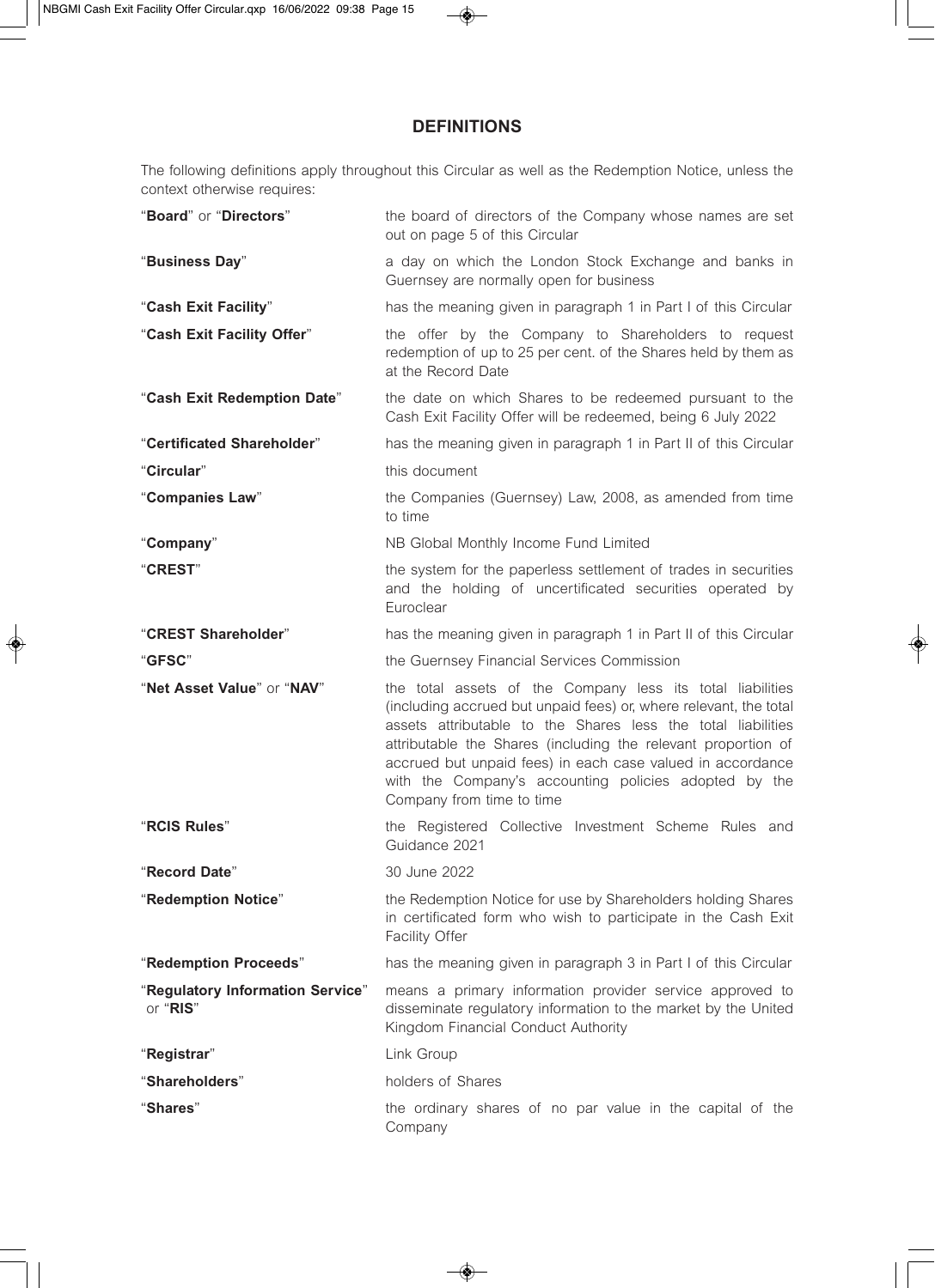## DEFINITIONS

The following definitions apply throughout this Circular as well as the Redemption Notice, unless the context otherwise requires:

| | |
|---|---|
| "**Board**" or "**Directors**" | the board of directors of the Company whose names are set out on page 5 of this Circular |
| "**Business Day**" | a day on which the London Stock Exchange and banks in Guernsey are normally open for business |
| "**Cash Exit Facility**" | has the meaning given in paragraph 1 in Part I of this Circular |
| "**Cash Exit Facility Offer**" | the offer by the Company to Shareholders to request redemption of up to 25 per cent. of the Shares held by them as at the Record Date |
| "**Cash Exit Redemption Date**" | the date on which Shares to be redeemed pursuant to the Cash Exit Facility Offer will be redeemed, being 6 July 2022 |
| "**Certificated Shareholder**" | has the meaning given in paragraph 1 in Part II of this Circular |
| "**Circular**" | this document |
| "**Companies Law**" | the Companies (Guernsey) Law, 2008, as amended from time to time |
| "**Company**" | NB Global Monthly Income Fund Limited |
| "**CREST**" | the system for the paperless settlement of trades in securities and the holding of uncertificated securities operated by Euroclear |
| "**CREST Shareholder**" | has the meaning given in paragraph 1 in Part II of this Circular |
| "**GFSC**" | the Guernsey Financial Services Commission |
| "**Net Asset Value**" or "**NAV**" | the total assets of the Company less its total liabilities (including accrued but unpaid fees) or, where relevant, the total assets attributable to the Shares less the total liabilities attributable the Shares (including the relevant proportion of accrued but unpaid fees) in each case valued in accordance with the Company's accounting policies adopted by the Company from time to time |
| "**RCIS Rules**" | the Registered Collective Investment Scheme Rules and Guidance 2021 |
| "**Record Date**" | 30 June 2022 |
| "**Redemption Notice**" | the Redemption Notice for use by Shareholders holding Shares in certificated form who wish to participate in the Cash Exit Facility Offer |
| "**Redemption Proceeds**" | has the meaning given in paragraph 3 in Part I of this Circular |
| "**Regulatory Information Service**" or "**RIS**" | means a primary information provider service approved to disseminate regulatory information to the market by the United Kingdom Financial Conduct Authority |
| "**Registrar**" | Link Group |
| "**Shareholders**" | holders of Shares |
| "**Shares**" | the ordinary shares of no par value in the capital of the Company |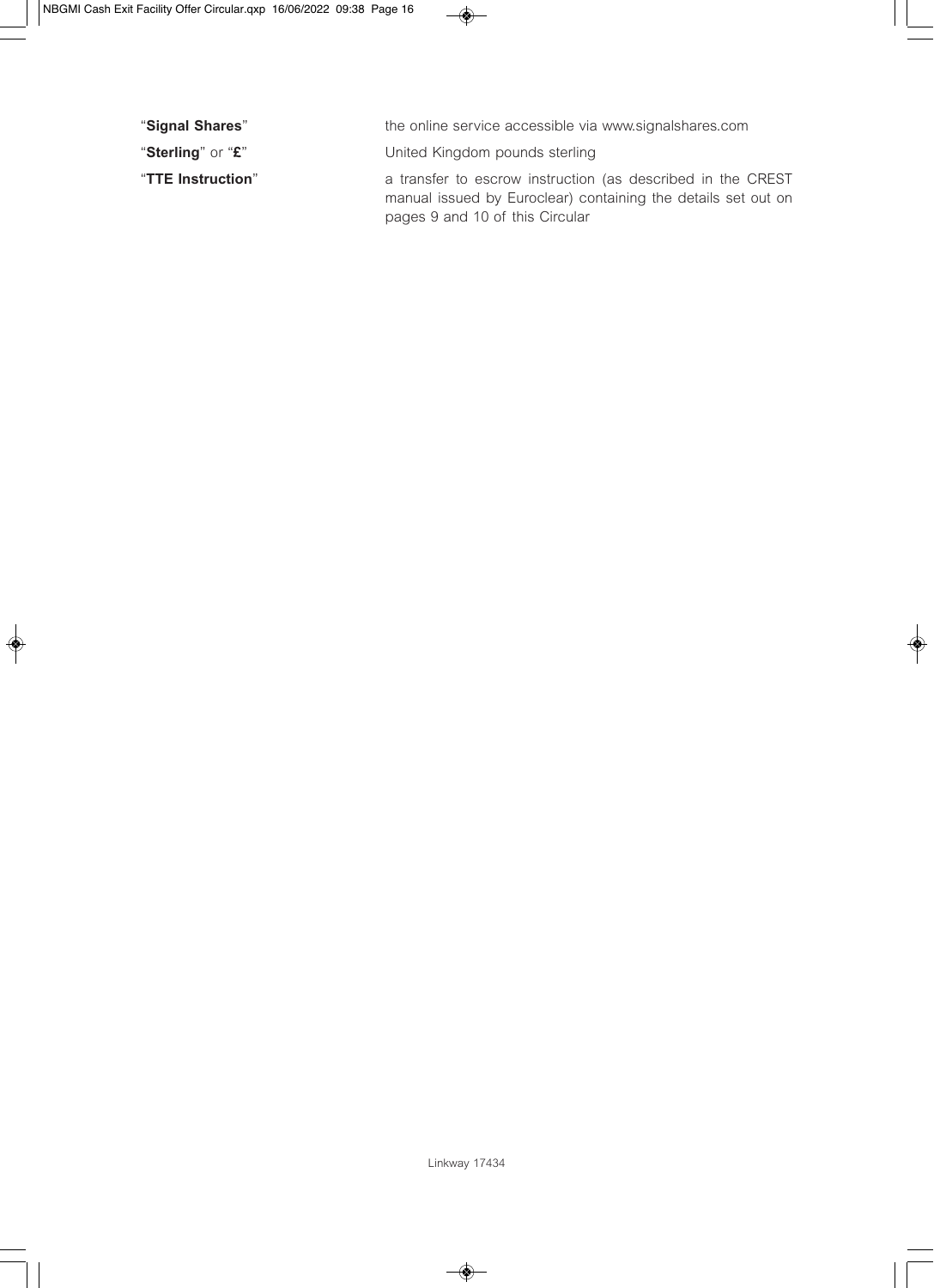| | |
|---|---|
| "**Signal Shares**" | the online service accessible via www.signalshares.com |
| "**Sterling**" or "**£**" | United Kingdom pounds sterling |
| "**TTE Instruction**" | a transfer to escrow instruction (as described in the CREST manual issued by Euroclear) containing the details set out on pages 9 and 10 of this Circular |

Linkway 17434